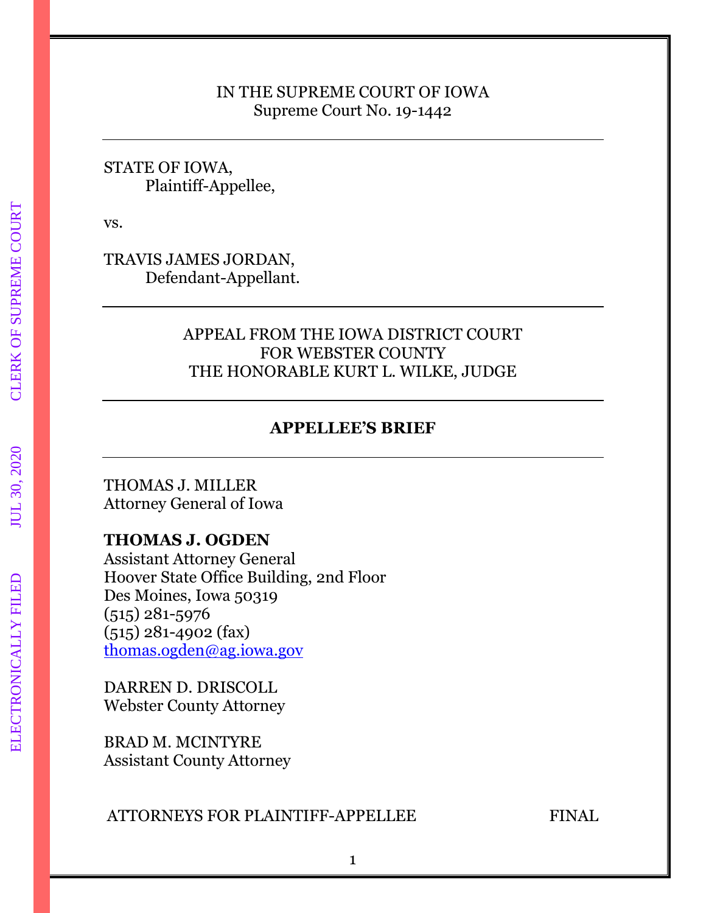IN THE SUPREME COURT OF IOWA
Supreme Court No. 19-1442

---

STATE OF IOWA,
Plaintiff-Appellee,

vs.

TRAVIS JAMES JORDAN,
Defendant-Appellant.

---

APPEAL FROM THE IOWA DISTRICT COURT
FOR WEBSTER COUNTY
THE HONORABLE KURT L. WILKE, JUDGE

---

**APPELLEE'S BRIEF**

---

THOMAS J. MILLER
Attorney General of Iowa

**THOMAS J. OGDEN**
Assistant Attorney General
Hoover State Office Building, 2nd Floor
Des Moines, Iowa 50319
(515) 281-5976
(515) 281-4902 (fax)
thomas.ogden@ag.iowa.gov

DARREN D. DRISCOLL
Webster County Attorney

BRAD M. MCINTYRE
Assistant County Attorney

ATTORNEYS FOR PLAINTIFF-APPELLEE FINAL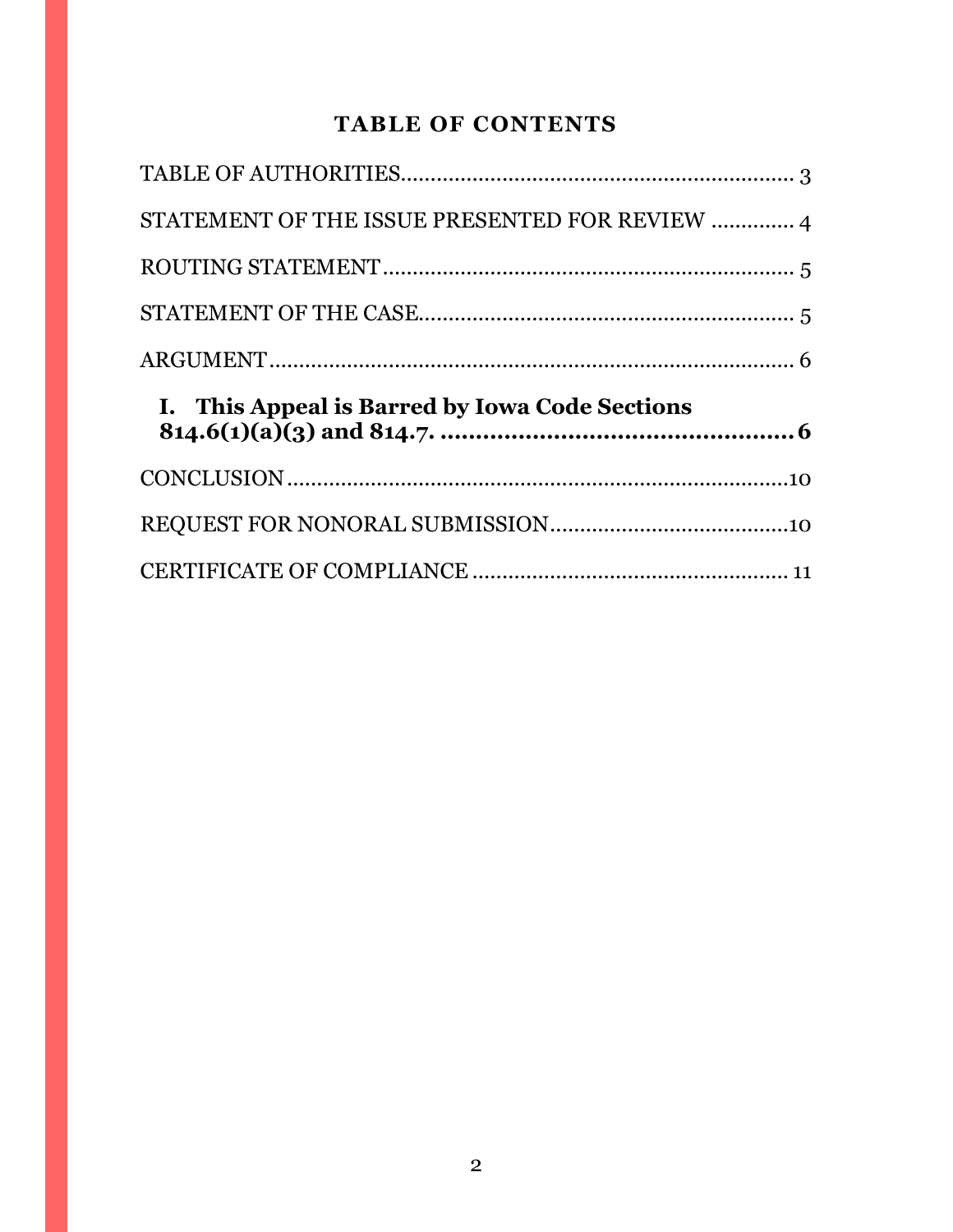## TABLE OF CONTENTS

TABLE OF AUTHORITIES .................................................................. 3

STATEMENT OF THE ISSUE PRESENTED FOR REVIEW ............. 4

ROUTING STATEMENT ..................................................................... 5

STATEMENT OF THE CASE ............................................................... 5

ARGUMENT ......................................................................................... 6

**I. This Appeal is Barred by Iowa Code Sections 814.6(1)(a)(3) and 814.7. .................................................. 6**

CONCLUSION ..................................................................................... 10

REQUEST FOR NONORAL SUBMISSION ........................................ 10

CERTIFICATE OF COMPLIANCE .................................................... 11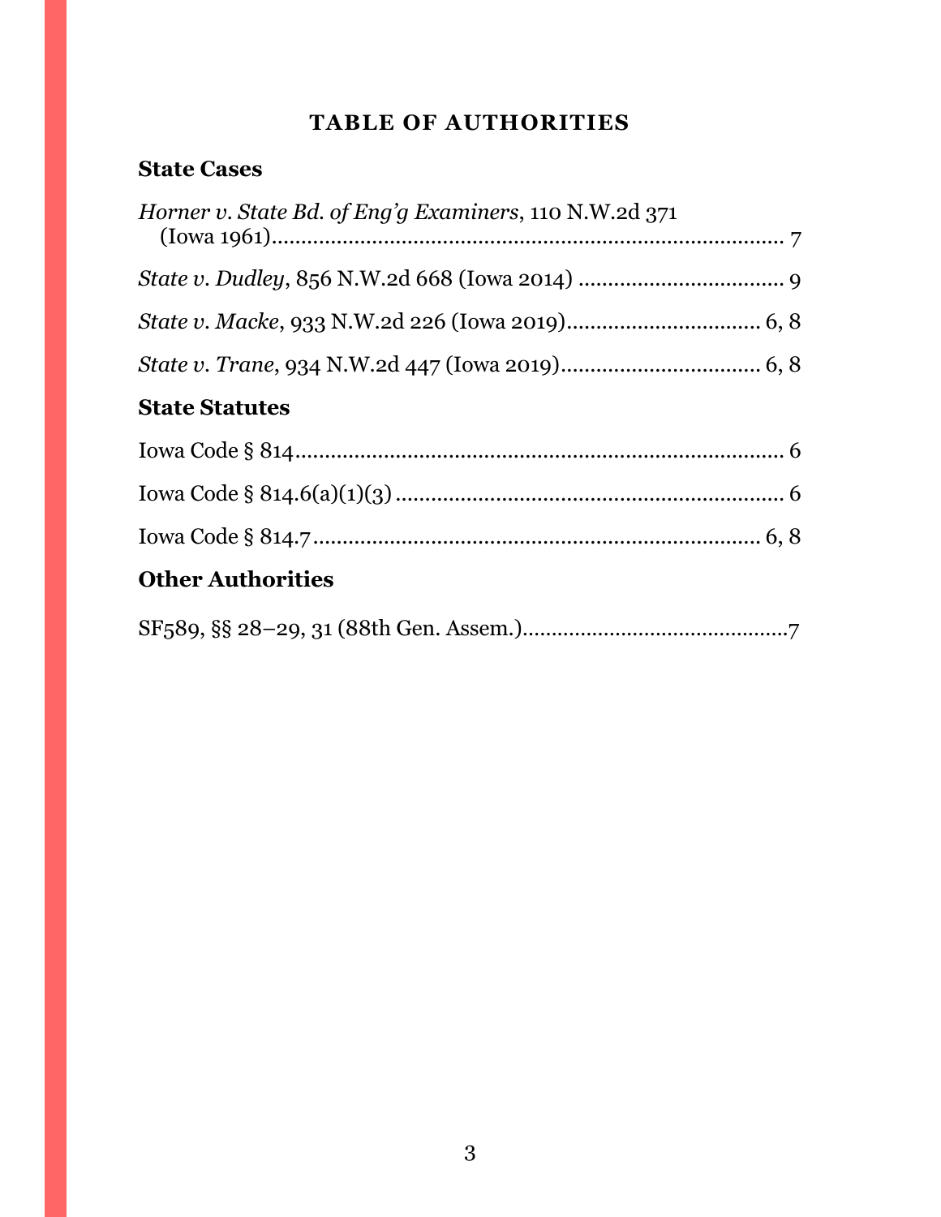# TABLE OF AUTHORITIES

## State Cases

*Horner v. State Bd. of Eng'g Examiners*, 110 N.W.2d 371 (Iowa 1961)........................................................................ 7

*State v. Dudley*, 856 N.W.2d 668 (Iowa 2014) .................................. 9

*State v. Macke*, 933 N.W.2d 226 (Iowa 2019)................................ 6, 8

*State v. Trane*, 934 N.W.2d 447 (Iowa 2019)................................. 6, 8

## State Statutes

Iowa Code § 814.................................................................................... 6

Iowa Code § 814.6(a)(1)(3) .................................................................. 6

Iowa Code § 814.7 ............................................................................ 6, 8

## Other Authorities

SF589, §§ 28–29, 31 (88th Gen. Assem.).............................................7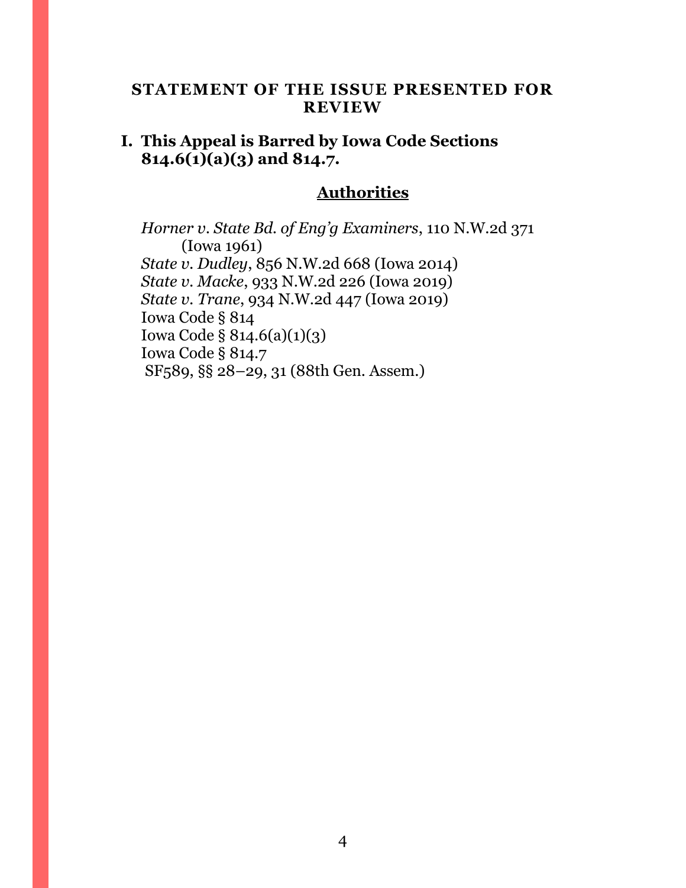## STATEMENT OF THE ISSUE PRESENTED FOR REVIEW

### I. This Appeal is Barred by Iowa Code Sections 814.6(1)(a)(3) and 814.7.

**Authorities**

*Horner v. State Bd. of Eng'g Examiners*, 110 N.W.2d 371 (Iowa 1961)
*State v. Dudley*, 856 N.W.2d 668 (Iowa 2014)
*State v. Macke*, 933 N.W.2d 226 (Iowa 2019)
*State v. Trane*, 934 N.W.2d 447 (Iowa 2019)
Iowa Code § 814
Iowa Code § 814.6(a)(1)(3)
Iowa Code § 814.7
SF589, §§ 28–29, 31 (88th Gen. Assem.)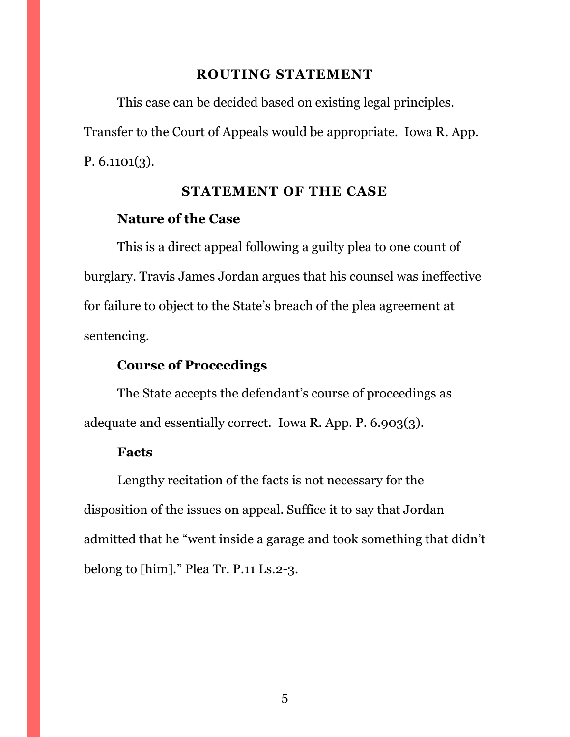## ROUTING STATEMENT

This case can be decided based on existing legal principles. Transfer to the Court of Appeals would be appropriate. Iowa R. App. P. 6.1101(3).

## STATEMENT OF THE CASE

### Nature of the Case

This is a direct appeal following a guilty plea to one count of burglary. Travis James Jordan argues that his counsel was ineffective for failure to object to the State's breach of the plea agreement at sentencing.

### Course of Proceedings

The State accepts the defendant's course of proceedings as adequate and essentially correct. Iowa R. App. P. 6.903(3).

### Facts

Lengthy recitation of the facts is not necessary for the disposition of the issues on appeal. Suffice it to say that Jordan admitted that he "went inside a garage and took something that didn't belong to [him]." Plea Tr. P.11 Ls.2-3.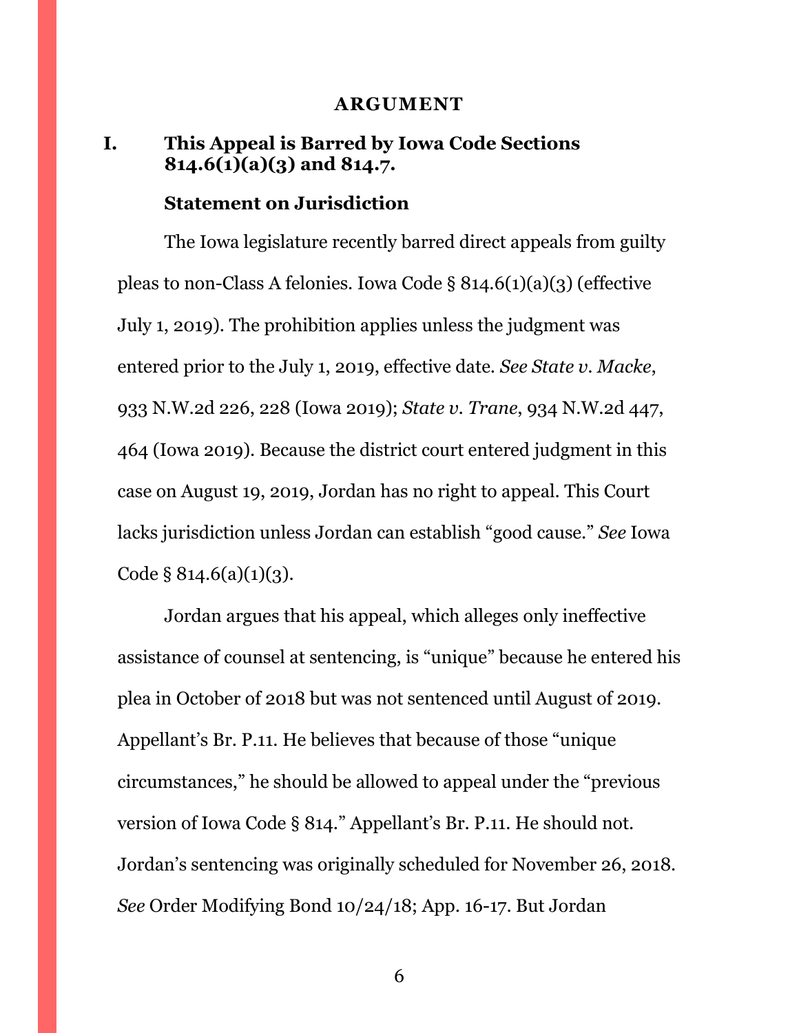## ARGUMENT

### I. This Appeal is Barred by Iowa Code Sections 814.6(1)(a)(3) and 814.7.

#### Statement on Jurisdiction

The Iowa legislature recently barred direct appeals from guilty pleas to non-Class A felonies. Iowa Code § 814.6(1)(a)(3) (effective July 1, 2019). The prohibition applies unless the judgment was entered prior to the July 1, 2019, effective date. *See State v. Macke*, 933 N.W.2d 226, 228 (Iowa 2019); *State v. Trane*, 934 N.W.2d 447, 464 (Iowa 2019). Because the district court entered judgment in this case on August 19, 2019, Jordan has no right to appeal. This Court lacks jurisdiction unless Jordan can establish "good cause." *See* Iowa Code § 814.6(a)(1)(3).

Jordan argues that his appeal, which alleges only ineffective assistance of counsel at sentencing, is "unique" because he entered his plea in October of 2018 but was not sentenced until August of 2019. Appellant's Br. P.11. He believes that because of those "unique circumstances," he should be allowed to appeal under the "previous version of Iowa Code § 814." Appellant's Br. P.11. He should not. Jordan's sentencing was originally scheduled for November 26, 2018. *See* Order Modifying Bond 10/24/18; App. 16-17. But Jordan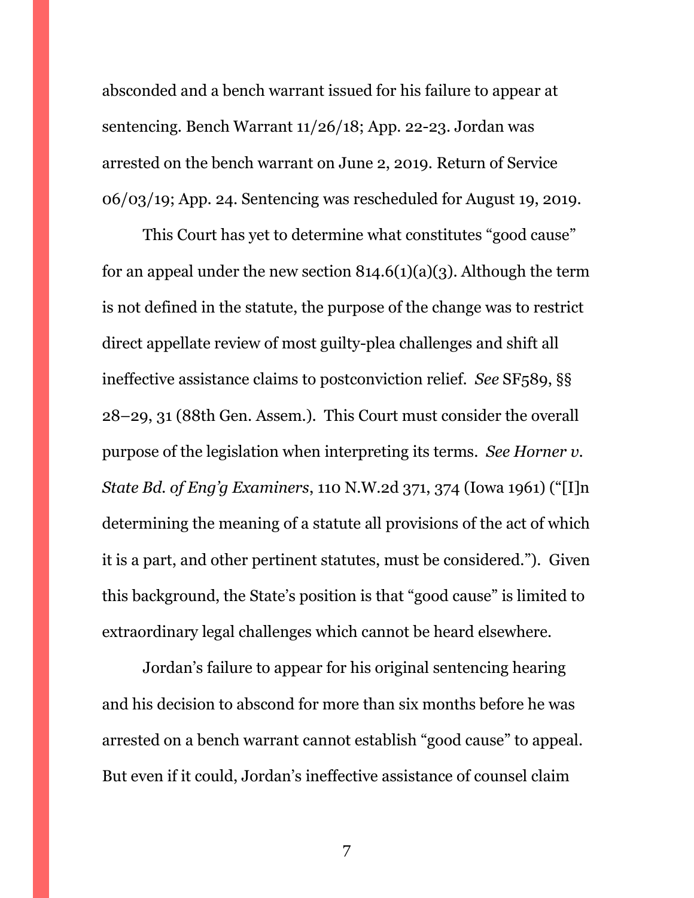absconded and a bench warrant issued for his failure to appear at sentencing. Bench Warrant 11/26/18; App. 22-23. Jordan was arrested on the bench warrant on June 2, 2019. Return of Service 06/03/19; App. 24. Sentencing was rescheduled for August 19, 2019.

This Court has yet to determine what constitutes "good cause" for an appeal under the new section 814.6(1)(a)(3). Although the term is not defined in the statute, the purpose of the change was to restrict direct appellate review of most guilty-plea challenges and shift all ineffective assistance claims to postconviction relief. *See* SF589, §§ 28–29, 31 (88th Gen. Assem.). This Court must consider the overall purpose of the legislation when interpreting its terms. *See Horner v. State Bd. of Eng'g Examiners*, 110 N.W.2d 371, 374 (Iowa 1961) ("[I]n determining the meaning of a statute all provisions of the act of which it is a part, and other pertinent statutes, must be considered."). Given this background, the State's position is that "good cause" is limited to extraordinary legal challenges which cannot be heard elsewhere.

Jordan's failure to appear for his original sentencing hearing and his decision to abscond for more than six months before he was arrested on a bench warrant cannot establish "good cause" to appeal. But even if it could, Jordan's ineffective assistance of counsel claim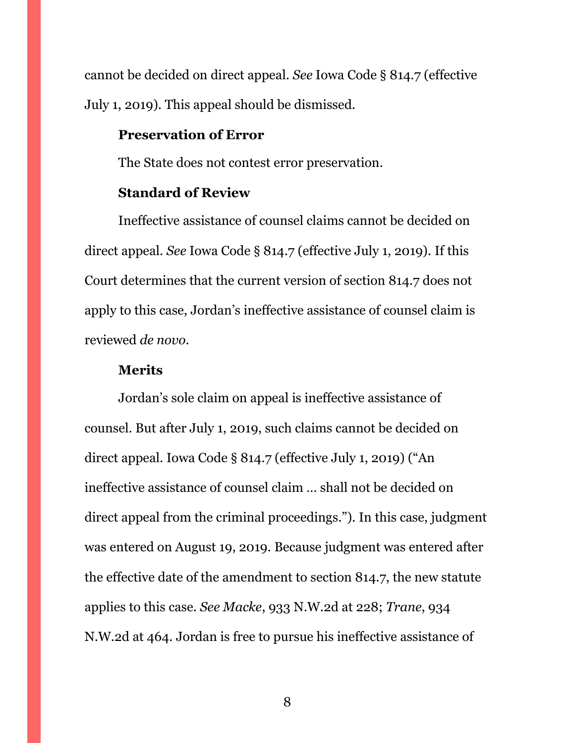cannot be decided on direct appeal. *See* Iowa Code § 814.7 (effective July 1, 2019). This appeal should be dismissed.

**Preservation of Error**

The State does not contest error preservation.

**Standard of Review**

Ineffective assistance of counsel claims cannot be decided on direct appeal. *See* Iowa Code § 814.7 (effective July 1, 2019). If this Court determines that the current version of section 814.7 does not apply to this case, Jordan's ineffective assistance of counsel claim is reviewed *de novo*.

**Merits**

Jordan's sole claim on appeal is ineffective assistance of counsel. But after July 1, 2019, such claims cannot be decided on direct appeal. Iowa Code § 814.7 (effective July 1, 2019) ("An ineffective assistance of counsel claim … shall not be decided on direct appeal from the criminal proceedings."). In this case, judgment was entered on August 19, 2019. Because judgment was entered after the effective date of the amendment to section 814.7, the new statute applies to this case. *See Macke*, 933 N.W.2d at 228; *Trane*, 934 N.W.2d at 464. Jordan is free to pursue his ineffective assistance of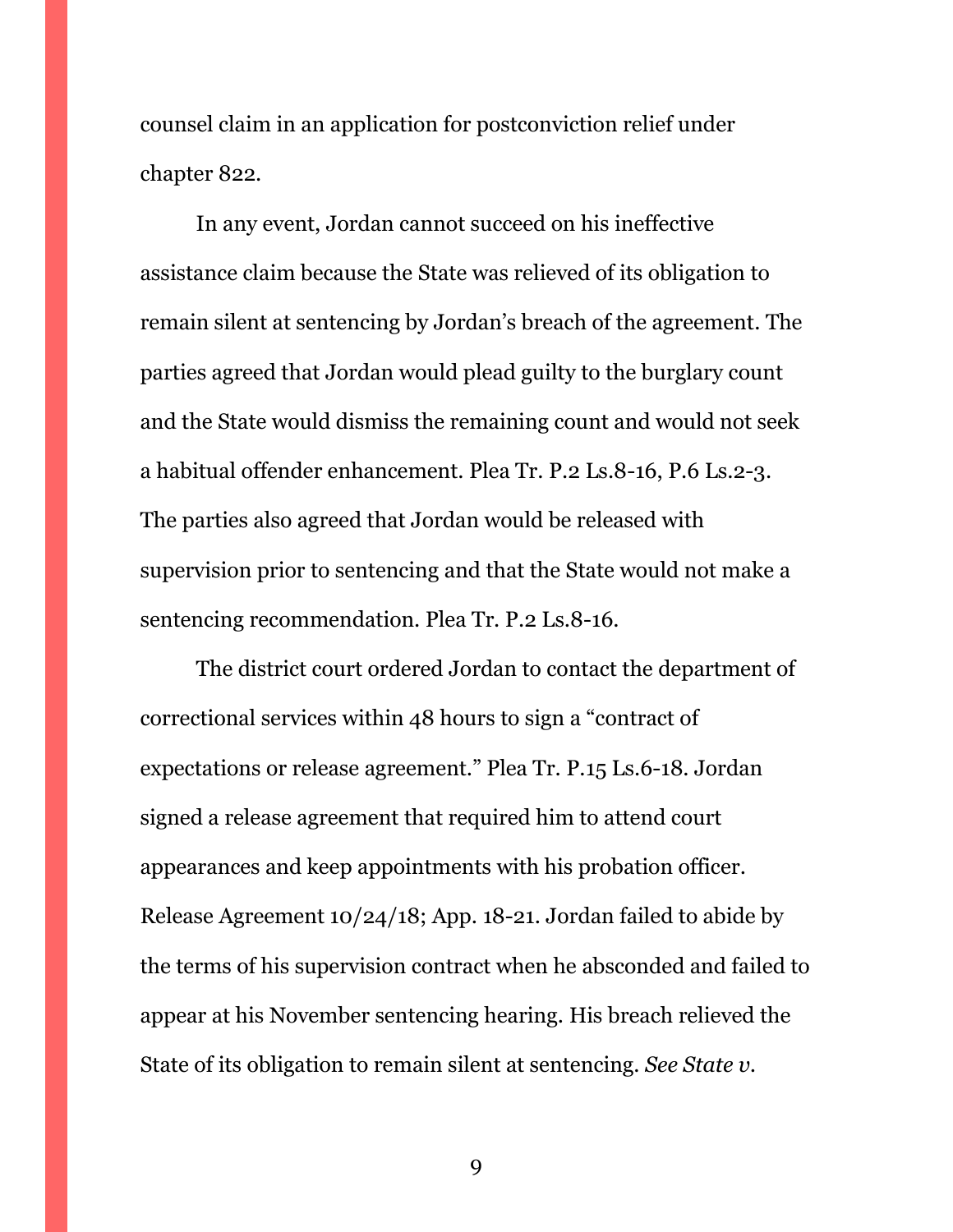counsel claim in an application for postconviction relief under chapter 822.

In any event, Jordan cannot succeed on his ineffective assistance claim because the State was relieved of its obligation to remain silent at sentencing by Jordan's breach of the agreement. The parties agreed that Jordan would plead guilty to the burglary count and the State would dismiss the remaining count and would not seek a habitual offender enhancement. Plea Tr. P.2 Ls.8-16, P.6 Ls.2-3. The parties also agreed that Jordan would be released with supervision prior to sentencing and that the State would not make a sentencing recommendation. Plea Tr. P.2 Ls.8-16.

The district court ordered Jordan to contact the department of correctional services within 48 hours to sign a "contract of expectations or release agreement." Plea Tr. P.15 Ls.6-18. Jordan signed a release agreement that required him to attend court appearances and keep appointments with his probation officer. Release Agreement 10/24/18; App. 18-21. Jordan failed to abide by the terms of his supervision contract when he absconded and failed to appear at his November sentencing hearing. His breach relieved the State of its obligation to remain silent at sentencing. *See State v.*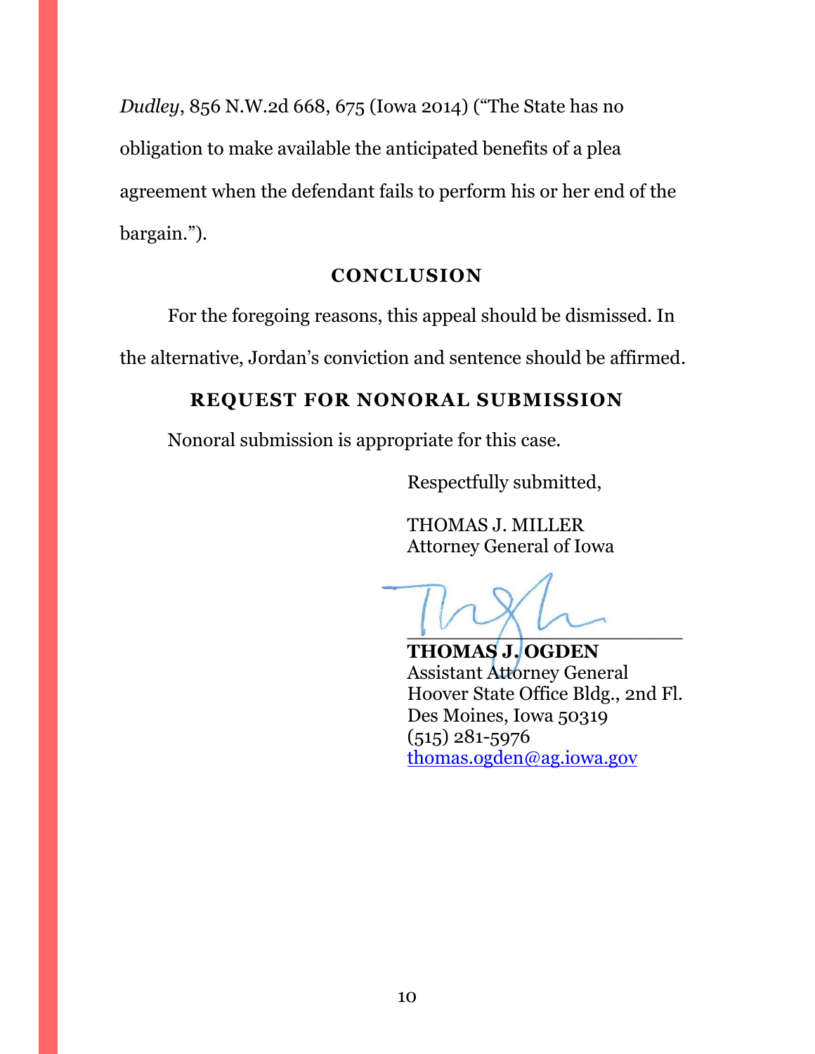*Dudley*, 856 N.W.2d 668, 675 (Iowa 2014) ("The State has no obligation to make available the anticipated benefits of a plea agreement when the defendant fails to perform his or her end of the bargain.").

## CONCLUSION

For the foregoing reasons, this appeal should be dismissed. In the alternative, Jordan's conviction and sentence should be affirmed.

## REQUEST FOR NONORAL SUBMISSION

Nonoral submission is appropriate for this case.

Respectfully submitted,

THOMAS J. MILLER
Attorney General of Iowa

\_\_\_\_\_\_\_\_\_\_\_\_\_\_\_\_\_\_\_\_\_\_\_\_\_\_
**THOMAS J. OGDEN**
Assistant Attorney General
Hoover State Office Bldg., 2nd Fl.
Des Moines, Iowa 50319
(515) 281-5976
thomas.ogden@ag.iowa.gov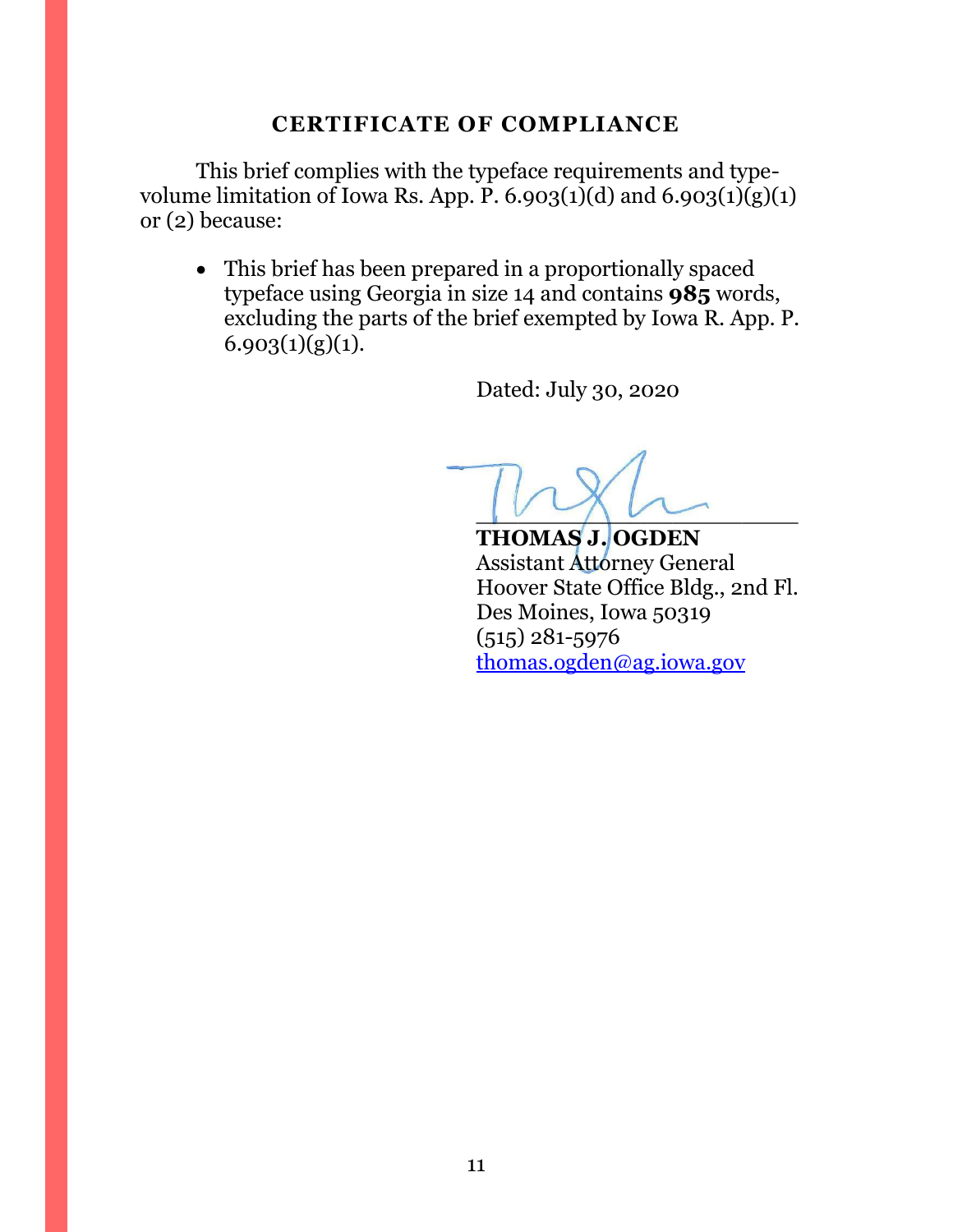## CERTIFICATE OF COMPLIANCE

This brief complies with the typeface requirements and type-volume limitation of Iowa Rs. App. P. 6.903(1)(d) and 6.903(1)(g)(1) or (2) because:

- This brief has been prepared in a proportionally spaced typeface using Georgia in size 14 and contains **985** words, excluding the parts of the brief exempted by Iowa R. App. P. 6.903(1)(g)(1).

Dated: July 30, 2020

\_\_\_\_\_\_\_\_\_\_\_\_\_\_\_\_\_\_\_\_\_\_\_\_\_\_\_\_

**THOMAS J. OGDEN**
Assistant Attorney General
Hoover State Office Bldg., 2nd Fl.
Des Moines, Iowa 50319
(515) 281-5976
thomas.ogden@ag.iowa.gov